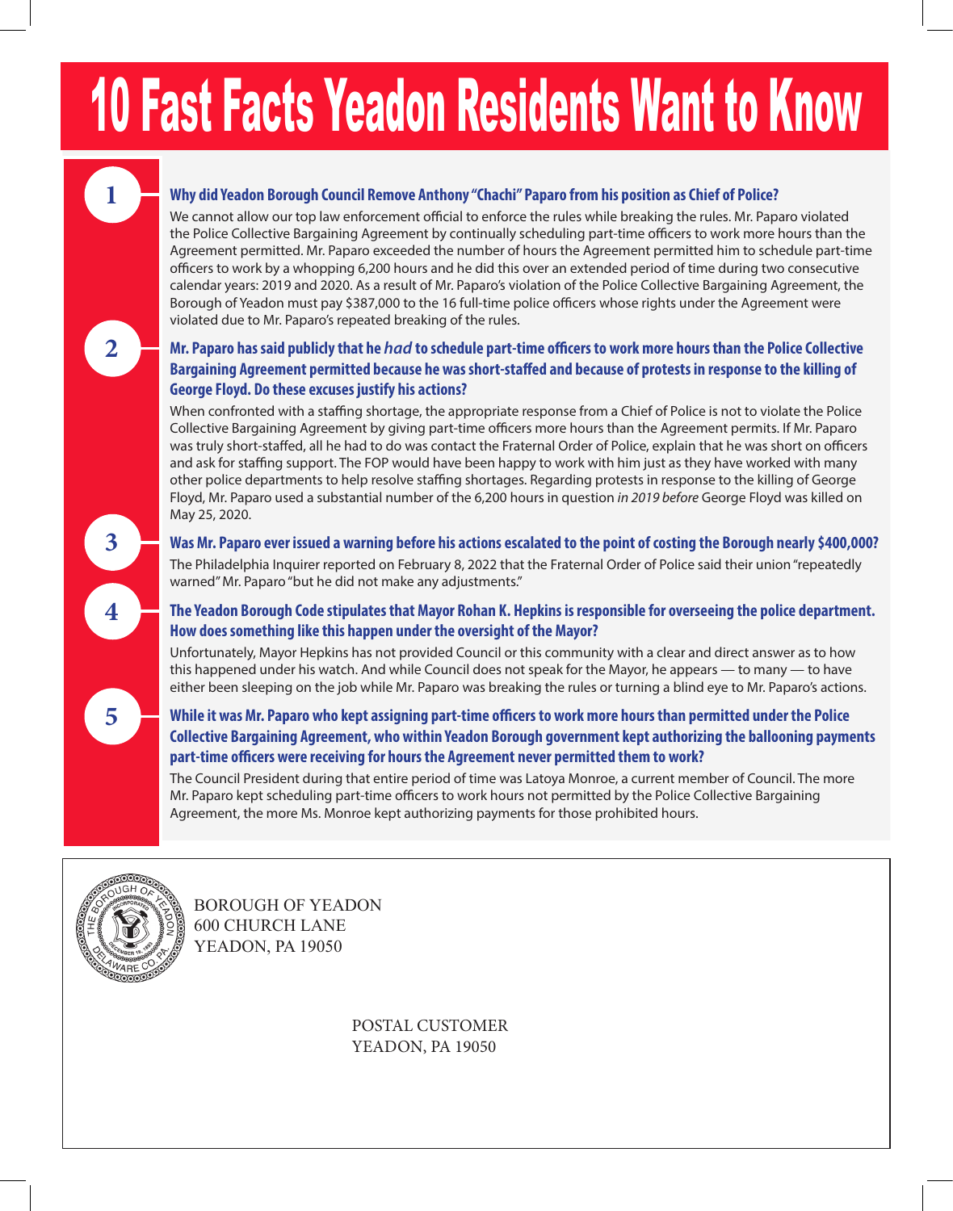# 10 Fast Facts Yeadon Residents Want to Know

**1**

### Why did Yeadon Borough Council Remove Anthony "Chachi" Paparo from his position as Chief of Police?

We cannot allow our top law enforcement official to enforce the rules while breaking the rules. Mr. Paparo violated the Police Collective Bargaining Agreement by continually scheduling part-time officers to work more hours than the Agreement permitted. Mr. Paparo exceeded the number of hours the Agreement permitted him to schedule part-time officers to work by a whopping 6,200 hours and he did this over an extended period of time during two consecutive calendar years: 2019 and 2020. As a result of Mr. Paparo's violation of the Police Collective Bargaining Agreement, the Borough of Yeadon must pay $387,000 to the 16 full-time police officers whose rights under the Agreement were violated due to Mr. Paparo's repeated breaking of the rules.

**2**

### Mr. Paparo has said publicly that he *had* to schedule part-time officers to work more hours than the Police Collective Bargaining Agreement permitted because he was short-staffed and because of protests in response to the killing of George Floyd. Do these excuses justify his actions?

When confronted with a staffing shortage, the appropriate response from a Chief of Police is not to violate the Police Collective Bargaining Agreement by giving part-time officers more hours than the Agreement permits. If Mr. Paparo was truly short-staffed, all he had to do was contact the Fraternal Order of Police, explain that he was short on officers and ask for staffing support. The FOP would have been happy to work with him just as they have worked with many other police departments to help resolve staffing shortages. Regarding protests in response to the killing of George Floyd, Mr. Paparo used a substantial number of the 6,200 hours in question *in 2019 before* George Floyd was killed on May 25, 2020.

**3**

### Was Mr. Paparo ever issued a warning before his actions escalated to the point of costing the Borough nearly $400,000?

The Philadelphia Inquirer reported on February 8, 2022 that the Fraternal Order of Police said their union "repeatedly warned" Mr. Paparo "but he did not make any adjustments."

**4**

### The Yeadon Borough Code stipulates that Mayor Rohan K. Hepkins is responsible for overseeing the police department. How does something like this happen under the oversight of the Mayor?

Unfortunately, Mayor Hepkins has not provided Council or this community with a clear and direct answer as to how this happened under his watch. And while Council does not speak for the Mayor, he appears — to many — to have either been sleeping on the job while Mr. Paparo was breaking the rules or turning a blind eye to Mr. Paparo's actions.

**5**

### While it was Mr. Paparo who kept assigning part-time officers to work more hours than permitted under the Police Collective Bargaining Agreement, who within Yeadon Borough government kept authorizing the ballooning payments part-time officers were receiving for hours the Agreement never permitted them to work?

The Council President during that entire period of time was Latoya Monroe, a current member of Council. The more Mr. Paparo kept scheduling part-time officers to work hours not permitted by the Police Collective Bargaining Agreement, the more Ms. Monroe kept authorizing payments for those prohibited hours.

BOROUGH OF YEADON
600 CHURCH LANE
YEADON, PA 19050

POSTAL CUSTOMER
YEADON, PA 19050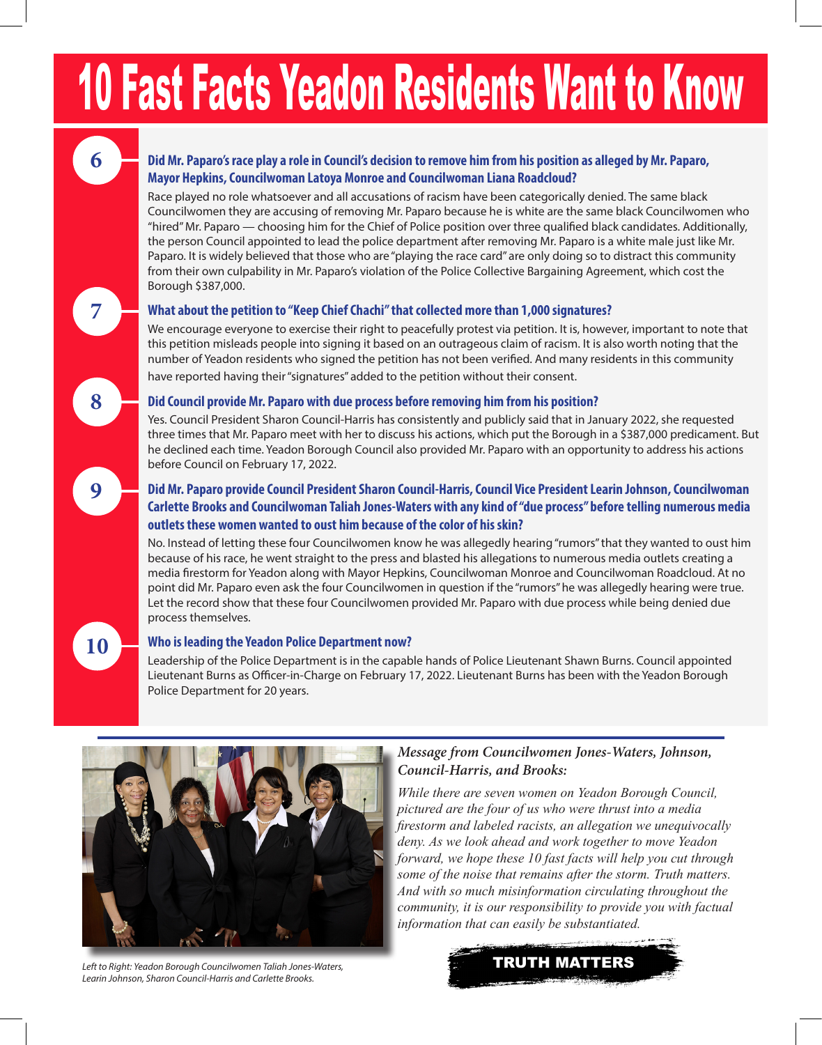# 10 Fast Facts Yeadon Residents Want to Know

## 6

### Did Mr. Paparo's race play a role in Council's decision to remove him from his position as alleged by Mr. Paparo, Mayor Hepkins, Councilwoman Latoya Monroe and Councilwoman Liana Roadcloud?

Race played no role whatsoever and all accusations of racism have been categorically denied. The same black Councilwomen they are accusing of removing Mr. Paparo because he is white are the same black Councilwomen who "hired" Mr. Paparo — choosing him for the Chief of Police position over three qualified black candidates. Additionally, the person Council appointed to lead the police department after removing Mr. Paparo is a white male just like Mr. Paparo. It is widely believed that those who are "playing the race card" are only doing so to distract this community from their own culpability in Mr. Paparo's violation of the Police Collective Bargaining Agreement, which cost the Borough $387,000.

## 7

### What about the petition to "Keep Chief Chachi" that collected more than 1,000 signatures?

We encourage everyone to exercise their right to peacefully protest via petition. It is, however, important to note that this petition misleads people into signing it based on an outrageous claim of racism. It is also worth noting that the number of Yeadon residents who signed the petition has not been verified. And many residents in this community have reported having their "signatures" added to the petition without their consent.

## 8

### Did Council provide Mr. Paparo with due process before removing him from his position?

Yes. Council President Sharon Council-Harris has consistently and publicly said that in January 2022, she requested three times that Mr. Paparo meet with her to discuss his actions, which put the Borough in a $387,000 predicament. But he declined each time. Yeadon Borough Council also provided Mr. Paparo with an opportunity to address his actions before Council on February 17, 2022.

## 9

### Did Mr. Paparo provide Council President Sharon Council-Harris, Council Vice President Learin Johnson, Councilwoman Carlette Brooks and Councilwoman Taliah Jones-Waters with any kind of "due process" before telling numerous media outlets these women wanted to oust him because of the color of his skin?

No. Instead of letting these four Councilwomen know he was allegedly hearing "rumors" that they wanted to oust him because of his race, he went straight to the press and blasted his allegations to numerous media outlets creating a media firestorm for Yeadon along with Mayor Hepkins, Councilwoman Monroe and Councilwoman Roadcloud. At no point did Mr. Paparo even ask the four Councilwomen in question if the "rumors" he was allegedly hearing were true. Let the record show that these four Councilwomen provided Mr. Paparo with due process while being denied due process themselves.

## 10

### Who is leading the Yeadon Police Department now?

Leadership of the Police Department is in the capable hands of Police Lieutenant Shawn Burns. Council appointed Lieutenant Burns as Officer-in-Charge on February 17, 2022. Lieutenant Burns has been with the Yeadon Borough Police Department for 20 years.

*Left to Right: Yeadon Borough Councilwomen Taliah Jones-Waters, Learin Johnson, Sharon Council-Harris and Carlette Brooks.*

*Message from Councilwomen Jones-Waters, Johnson, Council-Harris, and Brooks:*

*While there are seven women on Yeadon Borough Council, pictured are the four of us who were thrust into a media firestorm and labeled racists, an allegation we unequivocally deny. As we look ahead and work together to move Yeadon forward, we hope these 10 fast facts will help you cut through some of the noise that remains after the storm. Truth matters. And with so much misinformation circulating throughout the community, it is our responsibility to provide you with factual information that can easily be substantiated.*

**TRUTH MATTERS**